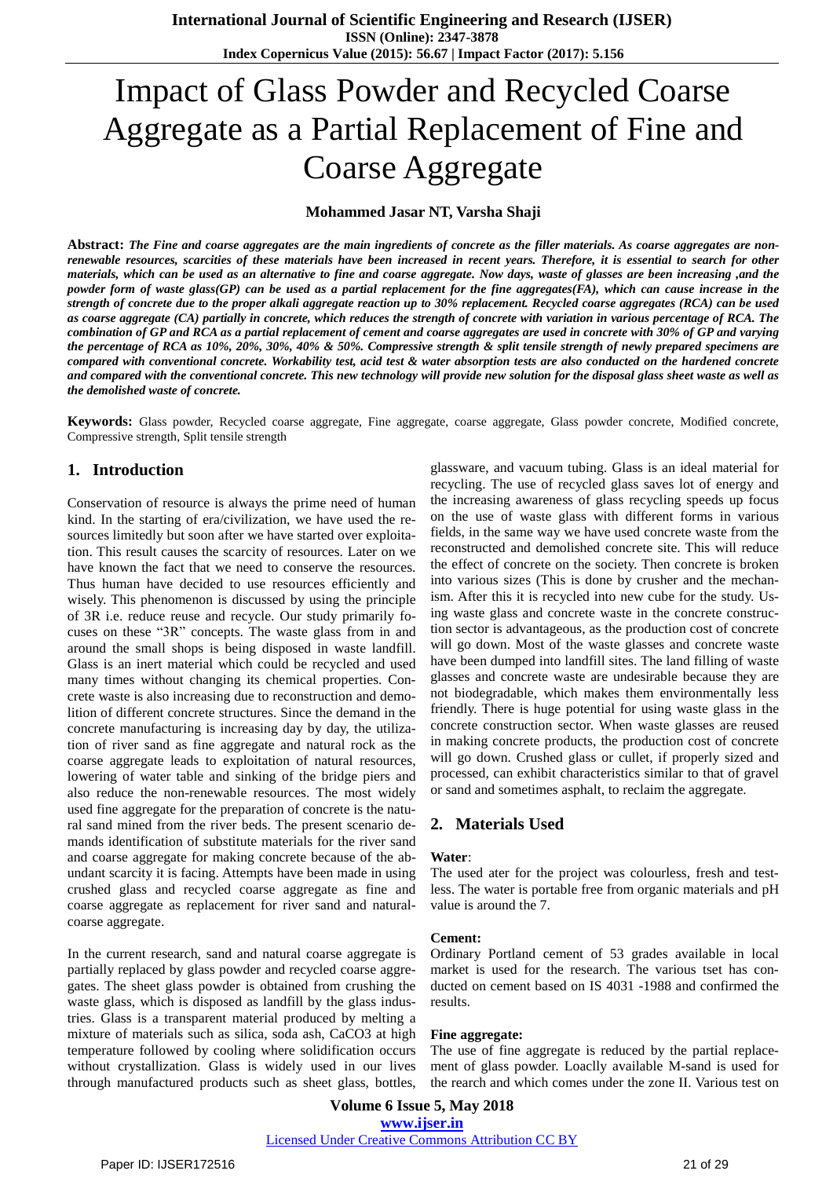# Impact of Glass Powder and Recycled Coarse Aggregate as a Partial Replacement of Fine and Coarse Aggregate

**Mohammed Jasar NT, Varsha Shaji**

**Abstract:** ***The Fine and coarse aggregates are the main ingredients of concrete as the filler materials. As coarse aggregates are non-renewable resources, scarcities of these materials have been increased in recent years. Therefore, it is essential to search for other materials, which can be used as an alternative to fine and coarse aggregate. Now days, waste of glasses are been increasing ,and the powder form of waste glass(GP) can be used as a partial replacement for the fine aggregates(FA), which can cause increase in the strength of concrete due to the proper alkali aggregate reaction up to 30% replacement. Recycled coarse aggregates (RCA) can be used as coarse aggregate (CA) partially in concrete, which reduces the strength of concrete with variation in various percentage of RCA. The combination of GP and RCA as a partial replacement of cement and coarse aggregates are used in concrete with 30% of GP and varying the percentage of RCA as 10%, 20%, 30%, 40% & 50%. Compressive strength & split tensile strength of newly prepared specimens are compared with conventional concrete. Workability test, acid test & water absorption tests are also conducted on the hardened concrete and compared with the conventional concrete. This new technology will provide new solution for the disposal glass sheet waste as well as the demolished waste of concrete.***

**Keywords:** Glass powder, Recycled coarse aggregate, Fine aggregate, coarse aggregate, Glass powder concrete, Modified concrete, Compressive strength, Split tensile strength

## 1. Introduction

Conservation of resource is always the prime need of human kind. In the starting of era/civilization, we have used the resources limitedly but soon after we have started over exploitation. This result causes the scarcity of resources. Later on we have known the fact that we need to conserve the resources. Thus human have decided to use resources efficiently and wisely. This phenomenon is discussed by using the principle of 3R i.e. reduce reuse and recycle. Our study primarily focuses on these "3R" concepts. The waste glass from in and around the small shops is being disposed in waste landfill. Glass is an inert material which could be recycled and used many times without changing its chemical properties. Concrete waste is also increasing due to reconstruction and demolition of different concrete structures. Since the demand in the concrete manufacturing is increasing day by day, the utilization of river sand as fine aggregate and natural rock as the coarse aggregate leads to exploitation of natural resources, lowering of water table and sinking of the bridge piers and also reduce the non-renewable resources. The most widely used fine aggregate for the preparation of concrete is the natural sand mined from the river beds. The present scenario demands identification of substitute materials for the river sand and coarse aggregate for making concrete because of the abundant scarcity it is facing. Attempts have been made in using crushed glass and recycled coarse aggregate as fine and coarse aggregate as replacement for river sand and natural-coarse aggregate.

In the current research, sand and natural coarse aggregate is partially replaced by glass powder and recycled coarse aggregates. The sheet glass powder is obtained from crushing the waste glass, which is disposed as landfill by the glass industries. Glass is a transparent material produced by melting a mixture of materials such as silica, soda ash, $CaCO_3$ at high temperature followed by cooling where solidification occurs without crystallization. Glass is widely used in our lives through manufactured products such as sheet glass, bottles, glassware, and vacuum tubing. Glass is an ideal material for recycling. The use of recycled glass saves lot of energy and the increasing awareness of glass recycling speeds up focus on the use of waste glass with different forms in various fields, in the same way we have used concrete waste from the reconstructed and demolished concrete site. This will reduce the effect of concrete on the society. Then concrete is broken into various sizes (This is done by crusher and the mechanism. After this it is recycled into new cube for the study. Using waste glass and concrete waste in the concrete construction sector is advantageous, as the production cost of concrete will go down. Most of the waste glasses and concrete waste have been dumped into landfill sites. The land filling of waste glasses and concrete waste are undesirable because they are not biodegradable, which makes them environmentally less friendly. There is huge potential for using waste glass in the concrete construction sector. When waste glasses are reused in making concrete products, the production cost of concrete will go down. Crushed glass or cullet, if properly sized and processed, can exhibit characteristics similar to that of gravel or sand and sometimes asphalt, to reclaim the aggregate.

## 2. Materials Used

**Water**:

The used ater for the project was colourless, fresh and testless. The water is portable free from organic materials and pH value is around the 7.

**Cement:**

Ordinary Portland cement of 53 grades available in local market is used for the research. The various tset has conducted on cement based on IS 4031 -1988 and confirmed the results.

**Fine aggregate:**

The use of fine aggregate is reduced by the partial replacement of glass powder. Loaclly available M-sand is used for the rearch and which comes under the zone II. Various test on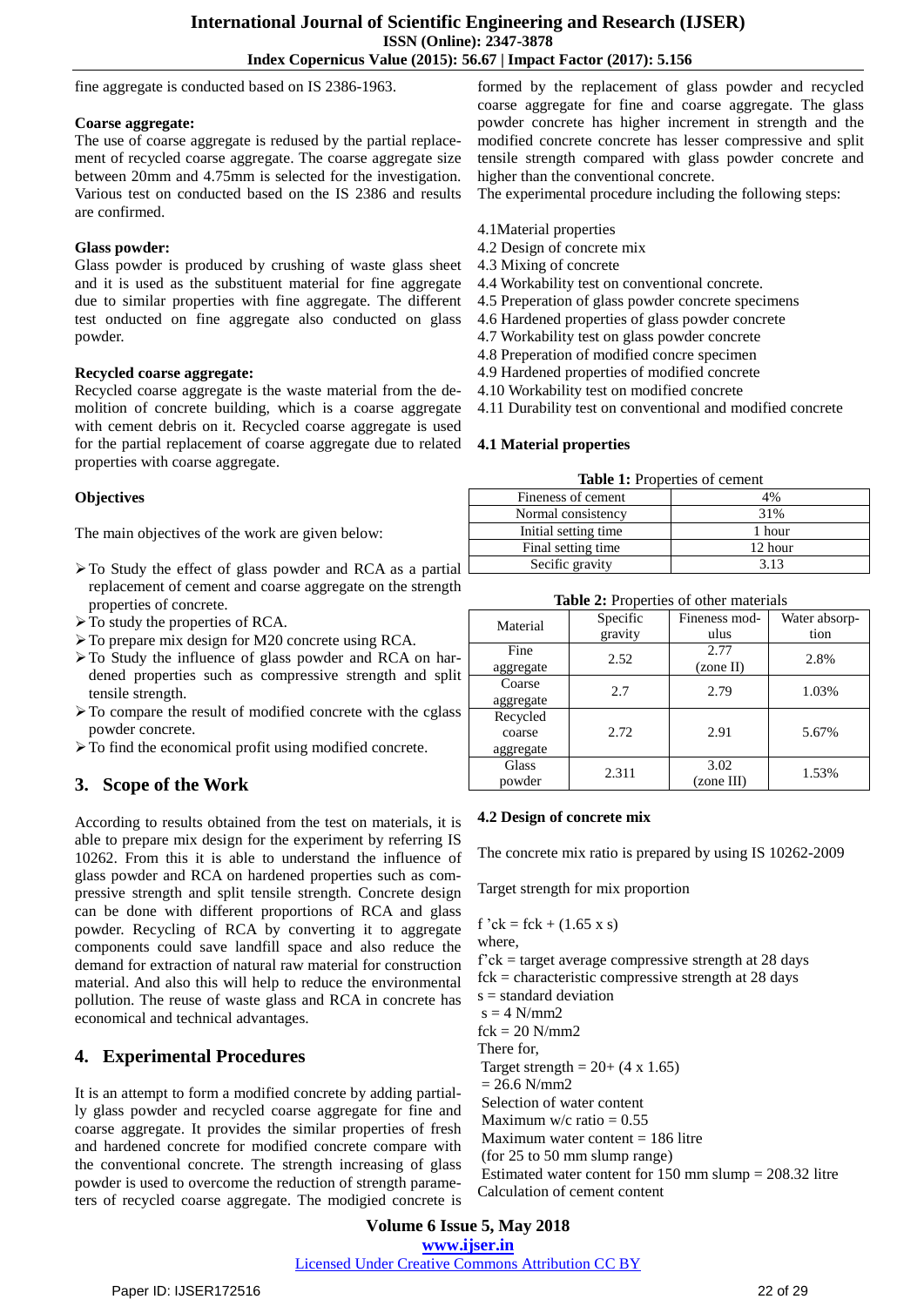fine aggregate is conducted based on IS 2386-1963.

**Coarse aggregate:**
The use of coarse aggregate is redused by the partial replacement of recycled coarse aggregate. The coarse aggregate size between 20mm and 4.75mm is selected for the investigation. Various test on conducted based on the IS 2386 and results are confirmed.

**Glass powder:**
Glass powder is produced by crushing of waste glass sheet and it is used as the substituent material for fine aggregate due to similar properties with fine aggregate. The different test onducted on fine aggregate also conducted on glass powder.

**Recycled coarse aggregate:**
Recycled coarse aggregate is the waste material from the demolition of concrete building, which is a coarse aggregate with cement debris on it. Recycled coarse aggregate is used for the partial replacement of coarse aggregate due to related properties with coarse aggregate.

**Objectives**

The main objectives of the work are given below:

- To Study the effect of glass powder and RCA as a partial replacement of cement and coarse aggregate on the strength properties of concrete.
- To study the properties of RCA.
- To prepare mix design for M20 concrete using RCA.
- To Study the influence of glass powder and RCA on hardened properties such as compressive strength and split tensile strength.
- To compare the result of modified concrete with the cglass powder concrete.
- To find the economical profit using modified concrete.

## 3. Scope of the Work

According to results obtained from the test on materials, it is able to prepare mix design for the experiment by referring IS 10262. From this it is able to understand the influence of glass powder and RCA on hardened properties such as compressive strength and split tensile strength. Concrete design can be done with different proportions of RCA and glass powder. Recycling of RCA by converting it to aggregate components could save landfill space and also reduce the demand for extraction of natural raw material for construction material. And also this will help to reduce the environmental pollution. The reuse of waste glass and RCA in concrete has economical and technical advantages.

## 4. Experimental Procedures

It is an attempt to form a modified concrete by adding partially glass powder and recycled coarse aggregate for fine and coarse aggregate. It provides the similar properties of fresh and hardened concrete for modified concrete compare with the conventional concrete. The strength increasing of glass powder is used to overcome the reduction of strength parameters of recycled coarse aggregate. The modigied concrete is formed by the replacement of glass powder and recycled coarse aggregate for fine and coarse aggregate. The glass powder concrete has higher increment in strength and the modified concrete concrete has lesser compressive and split tensile strength compared with glass powder concrete and higher than the conventional concrete.
The experimental procedure including the following steps:

4.1Material properties
4.2 Design of concrete mix
4.3 Mixing of concrete
4.4 Workability test on conventional concrete.
4.5 Preperation of glass powder concrete specimens
4.6 Hardened properties of glass powder concrete
4.7 Workability test on glass powder concrete
4.8 Preperation of modified concre specimen
4.9 Hardened properties of modified concrete
4.10 Workability test on modified concrete
4.11 Durability test on conventional and modified concrete

### 4.1 Material properties

**Table 1:** Properties of cement

| | |
|---|---|
| Fineness of cement | 4% |
| Normal consistency | 31% |
| Initial setting time | 1 hour |
| Final setting time | 12 hour |
| Secific gravity | 3.13 |

**Table 2:** Properties of other materials

| Material | Specific gravity | Fineness modulus | Water absorption |
|---|---|---|---|
| Fine aggregate | 2.52 | 2.77 (zone II) | 2.8% |
| Coarse aggregate | 2.7 | 2.79 | 1.03% |
| Recycled coarse aggregate | 2.72 | 2.91 | 5.67% |
| Glass powder | 2.311 | 3.02 (zone III) | 1.53% |

### 4.2 Design of concrete mix

The concrete mix ratio is prepared by using IS 10262-2009

Target strength for mix proportion

$f'ck = fck + (1.65 \times s)$
where,
$f'ck$ = target average compressive strength at 28 days
$fck$ = characteristic compressive strength at 28 days
$s$ = standard deviation
$s$ = 4 N/mm2
$fck$ = 20 N/mm2
There for,
Target strength = $20 + (4 \times 1.65)$
= 26.6 N/mm2
Selection of water content
Maximum w/c ratio = 0.55
Maximum water content = 186 litre
(for 25 to 50 mm slump range)
Estimated water content for 150 mm slump = 208.32 litre
Calculation of cement content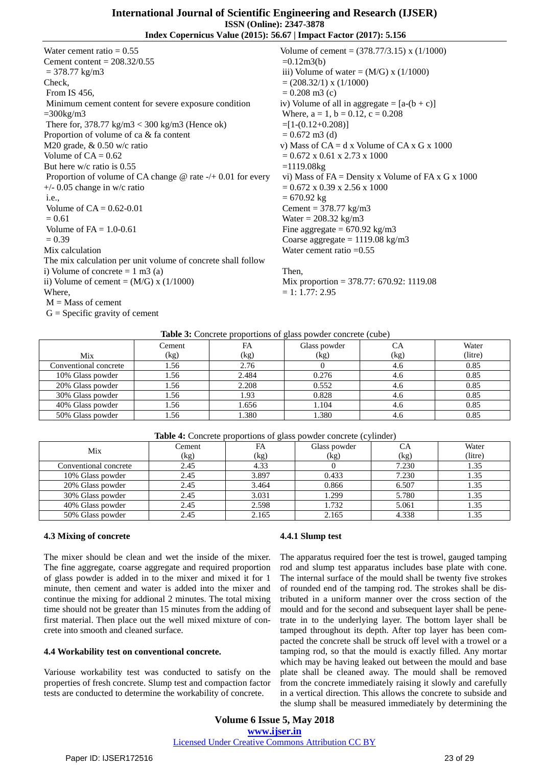Water cement ratio = 0.55
Cement content = 208.32/0.55
= 378.77 kg/m3
Check,
From IS 456,
Minimum cement content for severe exposure condition =300kg/m3
There for, 378.77 kg/m3 < 300 kg/m3 (Hence ok)
Proportion of volume of ca & fa content
M20 grade, & 0.50 w/c ratio
Volume of CA = 0.62
But here w/c ratio is 0.55
Proportion of volume of CA change @ rate -/+ 0.01 for every +/- 0.05 change in w/c ratio
i.e.,
Volume of CA = 0.62-0.01
= 0.61
Volume of FA = 1.0-0.61
= 0.39
Mix calculation
The mix calculation per unit volume of concrete shall follow
i) Volume of concrete = 1 m3 (a)
ii) Volume of cement = (M/G) x (1/1000)
Where,
M = Mass of cement
G = Specific gravity of cement
Volume of cement = (378.77/3.15) x (1/1000)
=0.12m3(b)
iii) Volume of water = (M/G) x (1/1000)
= (208.32/1) x (1/1000)
= 0.208 m3 (c)
iv) Volume of all in aggregate = [a-(b + c)]
Where, a = 1, b = 0.12, c = 0.208
=[1-(0.12+0.208)]
= 0.672 m3 (d)
v) Mass of CA = d x Volume of CA x G x 1000
= 0.672 x 0.61 x 2.73 x 1000
=1119.08kg
vi) Mass of FA = Density x Volume of FA x G x 1000
= 0.672 x 0.39 x 2.56 x 1000
= 670.92 kg
Cement = 378.77 kg/m3
Water = 208.32 kg/m3
Fine aggregate = 670.92 kg/m3
Coarse aggregate = 1119.08 kg/m3
Water cement ratio =0.55

Then,
Mix proportion = 378.77: 670.92: 1119.08
= 1: 1.77: 2.95

**Table 3:** Concrete proportions of glass powder concrete (cube)

| Mix | Cement (kg) | FA (kg) | Glass powder (kg) | CA (kg) | Water (litre) |
|---|---|---|---|---|---|
| Conventional concrete | 1.56 | 2.76 | 0 | 4.6 | 0.85 |
| 10% Glass powder | 1.56 | 2.484 | 0.276 | 4.6 | 0.85 |
| 20% Glass powder | 1.56 | 2.208 | 0.552 | 4.6 | 0.85 |
| 30% Glass powder | 1.56 | 1.93 | 0.828 | 4.6 | 0.85 |
| 40% Glass powder | 1.56 | 1.656 | 1.104 | 4.6 | 0.85 |
| 50% Glass powder | 1.56 | 1.380 | 1.380 | 4.6 | 0.85 |

**Table 4:** Concrete proportions of glass powder concrete (cylinder)

| Mix | Cement (kg) | FA (kg) | Glass powder (kg) | CA (kg) | Water (litre) |
|---|---|---|---|---|---|
| Conventional concrete | 2.45 | 4.33 | 0 | 7.230 | 1.35 |
| 10% Glass powder | 2.45 | 3.897 | 0.433 | 7.230 | 1.35 |
| 20% Glass powder | 2.45 | 3.464 | 0.866 | 6.507 | 1.35 |
| 30% Glass powder | 2.45 | 3.031 | 1.299 | 5.780 | 1.35 |
| 40% Glass powder | 2.45 | 2.598 | 1.732 | 5.061 | 1.35 |
| 50% Glass powder | 2.45 | 2.165 | 2.165 | 4.338 | 1.35 |

### 4.3 Mixing of concrete

The mixer should be clean and wet the inside of the mixer. The fine aggregate, coarse aggregate and required proportion of glass powder is added in to the mixer and mixed it for 1 minute, then cement and water is added into the mixer and continue the mixing for addional 2 minutes. The total mixing time should not be greater than 15 minutes from the adding of first material. Then place out the well mixed mixture of concrete into smooth and cleaned surface.

### 4.4 Workability test on conventional concrete.

Variouse workability test was conducted to satisfy on the properties of fresh concrete. Slump test and compaction factor tests are conducted to determine the workability of concrete.

#### 4.4.1 Slump test

The apparatus required foer the test is trowel, gauged tamping rod and slump test apparatus includes base plate with cone. The internal surface of the mould shall be twenty five strokes of rounded end of the tamping rod. The strokes shall be distributed in a uniform manner over the cross section of the mould and for the second and subsequent layer shall be penetrate in to the underlying layer. The bottom layer shall be tamped throughout its depth. After top layer has been compacted the concrete shall be struck off level with a trowel or a tamping rod, so that the mould is exactly filled. Any mortar which may be having leaked out between the mould and base plate shall be cleaned away. The mould shall be removed from the concrete immediately raising it slowly and carefully in a vertical direction. This allows the concrete to subside and the slump shall be measured immediately by determining the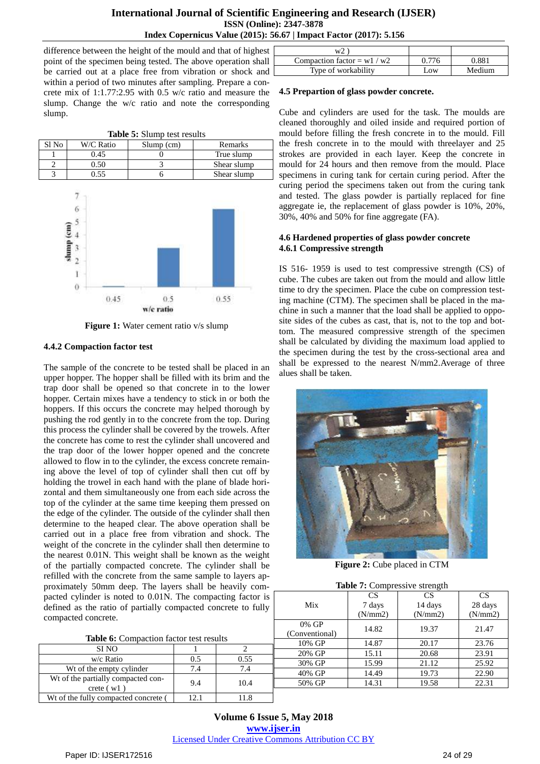difference between the height of the mould and that of highest point of the specimen being tested. The above operation shall be carried out at a place free from vibration or shock and within a period of two minutes after sampling. Prepare a concrete mix of 1:1.77:2.95 with 0.5 w/c ratio and measure the slump. Change the w/c ratio and note the corresponding slump.

**Table 5:** Slump test results

| Sl No | W/C Ratio | Slump (cm) | Remarks |
|---|---|---|---|
| 1 | 0.45 | 0 | True slump |
| 2 | 0.50 | 3 | Shear slump |
| 3 | 0.55 | 6 | Shear slump |

**Figure 1:** Water cement ratio v/s slump

### 4.4.2 Compaction factor test

The sample of the concrete to be tested shall be placed in an upper hopper. The hopper shall be filled with its brim and the trap door shall be opened so that concrete in to the lower hopper. Certain mixes have a tendency to stick in or both the hoppers. If this occurs the concrete may helped thorough by pushing the rod gently in to the concrete from the top. During this process the cylinder shall be covered by the trowels. After the concrete has come to rest the cylinder shall uncovered and the trap door of the lower hopper opened and the concrete allowed to flow in to the cylinder, the excess concrete remaining above the level of top of cylinder shall then cut off by holding the trowel in each hand with the plane of blade horizontal and them simultaneously one from each side across the top of the cylinder at the same time keeping them pressed on the edge of the cylinder. The outside of the cylinder shall then determine to the heaped clear. The above operation shall be carried out in a place free from vibration and shock. The weight of the concrete in the cylinder shall then determine to the nearest 0.01N. This weight shall be known as the weight of the partially compacted concrete. The cylinder shall be refilled with the concrete from the same sample to layers approximately 50mm deep. The layers shall be heavily compacted cylinder is noted to 0.01N. The compacting factor is defined as the ratio of partially compacted concrete to fully compacted concrete.

**Table 6:** Compaction factor test results

| SI NO | 1 | 2 |
|---|---|---|
| w/c Ratio | 0.5 | 0.55 |
| Wt of the empty cylinder | 7.4 | 7.4 |
| Wt of the partially compacted concrete ( w1 ) | 9.4 | 10.4 |
| Wt of the fully compacted concrete ( w2 ) | 12.1 | 11.8 |
| Compaction factor = w1 / w2 | 0.776 | 0.881 |
| Type of workability | Low | Medium |

### 4.5 Prepartion of glass powder concrete.

Cube and cylinders are used for the task. The moulds are cleaned thoroughly and oiled inside and required portion of mould before filling the fresh concrete in to the mould. Fill the fresh concrete in to the mould with threelayer and 25 strokes are provided in each layer. Keep the concrete in mould for 24 hours and then remove from the mould. Place specimens in curing tank for certain curing period. After the curing period the specimens taken out from the curing tank and tested. The glass powder is partially replaced for fine aggregate ie, the replacement of glass powder is 10%, 20%, 30%, 40% and 50% for fine aggregate (FA).

### 4.6 Hardened properties of glass powder concrete

### 4.6.1 Compressive strength

IS 516- 1959 is used to test compressive strength (CS) of cube. The cubes are taken out from the mould and allow little time to dry the specimen. Place the cube on compression testing machine (CTM). The specimen shall be placed in the machine in such a manner that the load shall be applied to opposite sides of the cubes as cast, that is, not to the top and bottom. The measured compressive strength of the specimen shall be calculated by dividing the maximum load applied to the specimen during the test by the cross-sectional area and shall be expressed to the nearest N/mm2.Average of three alues shall be taken.

**Figure 2:** Cube placed in CTM

**Table 7:** Compressive strength

| Mix | CS 7 days (N/mm2) | CS 14 days (N/mm2) | CS 28 days (N/mm2) |
|---|---|---|---|
| 0% GP (Conventional) | 14.82 | 19.37 | 21.47 |
| 10% GP | 14.87 | 20.17 | 23.76 |
| 20% GP | 15.11 | 20.68 | 23.91 |
| 30% GP | 15.99 | 21.12 | 25.92 |
| 40% GP | 14.49 | 19.73 | 22.90 |
| 50% GP | 14.31 | 19.58 | 22.31 |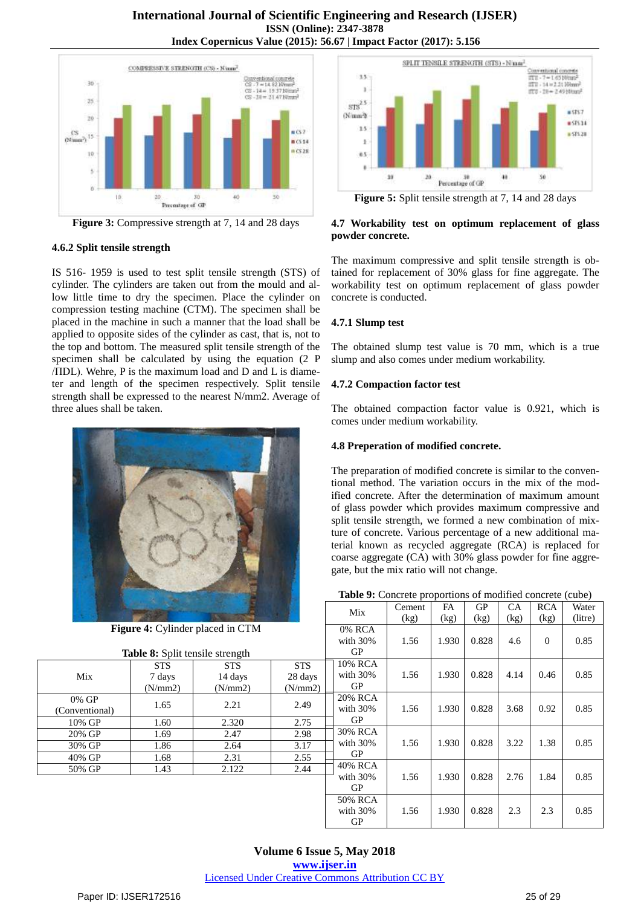Figure 3: Compressive strength at 7, 14 and 28 days

#### 4.6.2 Split tensile strength

IS 516- 1959 is used to test split tensile strength (STS) of cylinder. The cylinders are taken out from the mould and allow little time to dry the specimen. Place the cylinder on compression testing machine (CTM). The specimen shall be placed in the machine in such a manner that the load shall be applied to opposite sides of the cylinder as cast, that is, not to the top and bottom. The measured split tensile strength of the specimen shall be calculated by using the equation (2 P /ΠDL). Wehre, P is the maximum load and D and L is diameter and length of the specimen respectively. Split tensile strength shall be expressed to the nearest N/mm2. Average of three alues shall be taken.

Figure 4: Cylinder placed in CTM

**Table 8:** Split tensile strength

| Mix | STS 7 days (N/mm2) | STS 14 days (N/mm2) | STS 28 days (N/mm2) |
|---|---|---|---|
| 0% GP (Conventional) | 1.65 | 2.21 | 2.49 |
| 10% GP | 1.60 | 2.320 | 2.75 |
| 20% GP | 1.69 | 2.47 | 2.98 |
| 30% GP | 1.86 | 2.64 | 3.17 |
| 40% GP | 1.68 | 2.31 | 2.55 |
| 50% GP | 1.43 | 2.122 | 2.44 |

Figure 5: Split tensile strength at 7, 14 and 28 days

### 4.7 Workability test on optimum replacement of glass powder concrete.

The maximum compressive and split tensile strength is obtained for replacement of 30% glass for fine aggregate. The workability test on optimum replacement of glass powder concrete is conducted.

#### 4.7.1 Slump test

The obtained slump test value is 70 mm, which is a true slump and also comes under medium workability.

#### 4.7.2 Compaction factor test

The obtained compaction factor value is 0.921, which is comes under medium workability.

### 4.8 Preperation of modified concrete.

The preparation of modified concrete is similar to the conventional method. The variation occurs in the mix of the modified concrete. After the determination of maximum amount of glass powder which provides maximum compressive and split tensile strength, we formed a new combination of mixture of concrete. Various percentage of a new additional material known as recycled aggregate (RCA) is replaced for coarse aggregate (CA) with 30% glass powder for fine aggregate, but the mix ratio will not change.

**Table 9:** Concrete proportions of modified concrete (cube)

| Mix | Cement (kg) | FA (kg) | GP (kg) | CA (kg) | RCA (kg) | Water (litre) |
|---|---|---|---|---|---|---|
| 0% RCA with 30% GP | 1.56 | 1.930 | 0.828 | 4.6 | 0 | 0.85 |
| 10% RCA with 30% GP | 1.56 | 1.930 | 0.828 | 4.14 | 0.46 | 0.85 |
| 20% RCA with 30% GP | 1.56 | 1.930 | 0.828 | 3.68 | 0.92 | 0.85 |
| 30% RCA with 30% GP | 1.56 | 1.930 | 0.828 | 3.22 | 1.38 | 0.85 |
| 40% RCA with 30% GP | 1.56 | 1.930 | 0.828 | 2.76 | 1.84 | 0.85 |
| 50% RCA with 30% GP | 1.56 | 1.930 | 0.828 | 2.3 | 2.3 | 0.85 |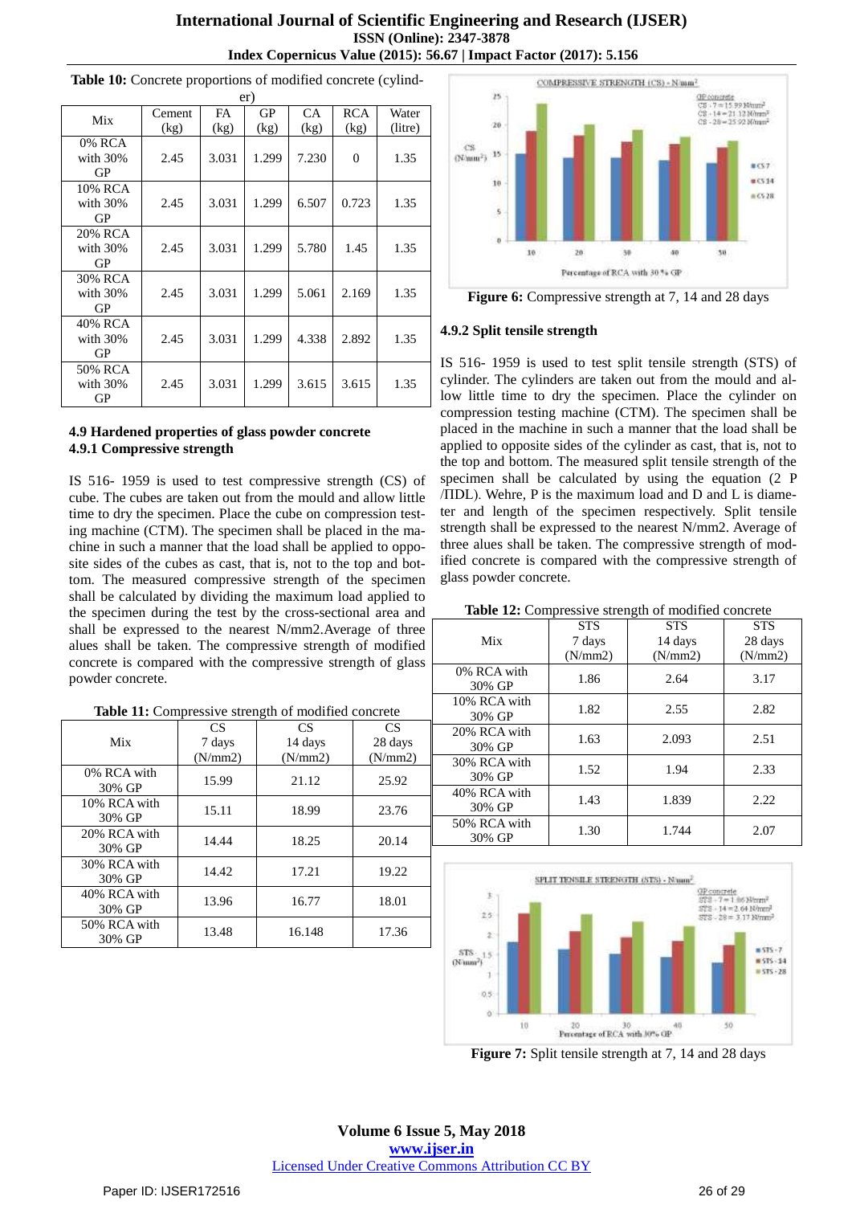**Table 10:** Concrete proportions of modified concrete (cylinder)

| Mix | Cement (kg) | FA (kg) | GP (kg) | CA (kg) | RCA (kg) | Water (litre) |
|---|---|---|---|---|---|---|
| 0% RCA with 30% GP | 2.45 | 3.031 | 1.299 | 7.230 | 0 | 1.35 |
| 10% RCA with 30% GP | 2.45 | 3.031 | 1.299 | 6.507 | 0.723 | 1.35 |
| 20% RCA with 30% GP | 2.45 | 3.031 | 1.299 | 5.780 | 1.45 | 1.35 |
| 30% RCA with 30% GP | 2.45 | 3.031 | 1.299 | 5.061 | 2.169 | 1.35 |
| 40% RCA with 30% GP | 2.45 | 3.031 | 1.299 | 4.338 | 2.892 | 1.35 |
| 50% RCA with 30% GP | 2.45 | 3.031 | 1.299 | 3.615 | 3.615 | 1.35 |

### 4.9 Hardened properties of glass powder concrete

#### 4.9.1 Compressive strength

IS 516- 1959 is used to test compressive strength (CS) of cube. The cubes are taken out from the mould and allow little time to dry the specimen. Place the cube on compression testing machine (CTM). The specimen shall be placed in the machine in such a manner that the load shall be applied to opposite sides of the cubes as cast, that is, not to the top and bottom. The measured compressive strength of the specimen shall be calculated by dividing the maximum load applied to the specimen during the test by the cross-sectional area and shall be expressed to the nearest N/mm2.Average of three alues shall be taken. The compressive strength of modified concrete is compared with the compressive strength of glass powder concrete.

**Table 11:** Compressive strength of modified concrete

| Mix | CS 7 days (N/mm2) | CS 14 days (N/mm2) | CS 28 days (N/mm2) |
|---|---|---|---|
| 0% RCA with 30% GP | 15.99 | 21.12 | 25.92 |
| 10% RCA with 30% GP | 15.11 | 18.99 | 23.76 |
| 20% RCA with 30% GP | 14.44 | 18.25 | 20.14 |
| 30% RCA with 30% GP | 14.42 | 17.21 | 19.22 |
| 40% RCA with 30% GP | 13.96 | 16.77 | 18.01 |
| 50% RCA with 30% GP | 13.48 | 16.148 | 17.36 |

**Figure 6:** Compressive strength at 7, 14 and 28 days

#### 4.9.2 Split tensile strength

IS 516- 1959 is used to test split tensile strength (STS) of cylinder. The cylinders are taken out from the mould and allow little time to dry the specimen. Place the cylinder on compression testing machine (CTM). The specimen shall be placed in the machine in such a manner that the load shall be applied to opposite sides of the cylinder as cast, that is, not to the top and bottom. The measured split tensile strength of the specimen shall be calculated by using the equation (2 P /ΠDL). Wehre, P is the maximum load and D and L is diameter and length of the specimen respectively. Split tensile strength shall be expressed to the nearest N/mm2. Average of three alues shall be taken. The compressive strength of modified concrete is compared with the compressive strength of glass powder concrete.

**Table 12:** Compressive strength of modified concrete

| Mix | STS 7 days (N/mm2) | STS 14 days (N/mm2) | STS 28 days (N/mm2) |
|---|---|---|---|
| 0% RCA with 30% GP | 1.86 | 2.64 | 3.17 |
| 10% RCA with 30% GP | 1.82 | 2.55 | 2.82 |
| 20% RCA with 30% GP | 1.63 | 2.093 | 2.51 |
| 30% RCA with 30% GP | 1.52 | 1.94 | 2.33 |
| 40% RCA with 30% GP | 1.43 | 1.839 | 2.22 |
| 50% RCA with 30% GP | 1.30 | 1.744 | 2.07 |

**Figure 7:** Split tensile strength at 7, 14 and 28 days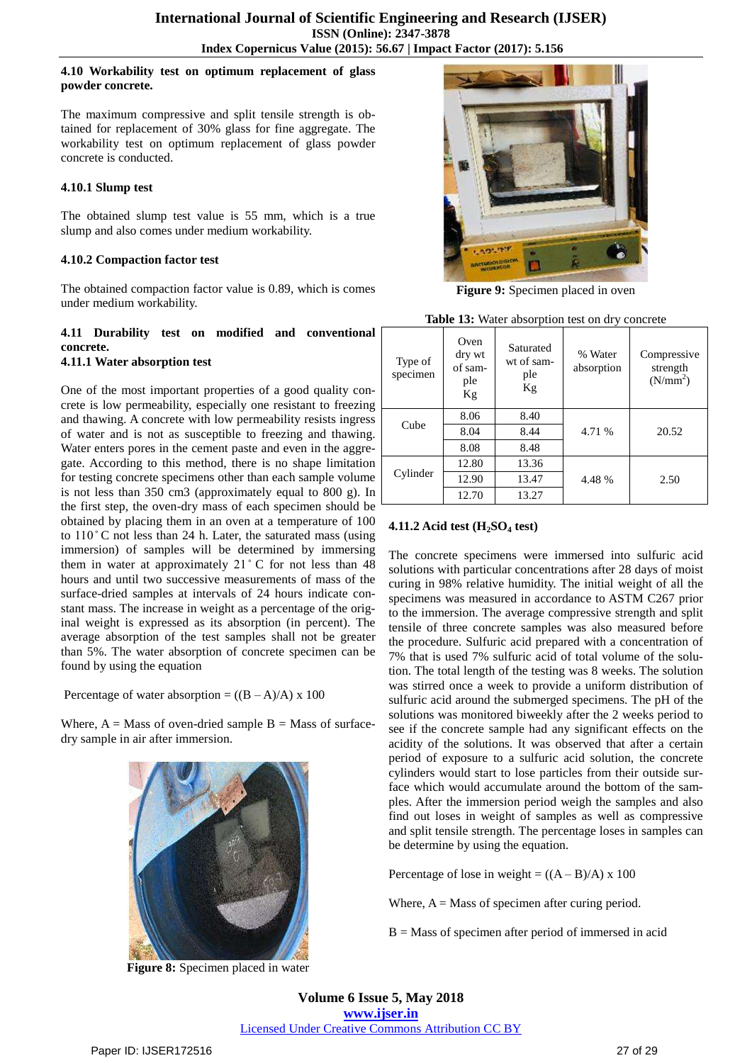### 4.10 Workability test on optimum replacement of glass powder concrete.

The maximum compressive and split tensile strength is obtained for replacement of 30% glass for fine aggregate. The workability test on optimum replacement of glass powder concrete is conducted.

#### 4.10.1 Slump test

The obtained slump test value is 55 mm, which is a true slump and also comes under medium workability.

#### 4.10.2 Compaction factor test

The obtained compaction factor value is 0.89, which is comes under medium workability.

### 4.11 Durability test on modified and conventional concrete.

#### 4.11.1 Water absorption test

One of the most important properties of a good quality concrete is low permeability, especially one resistant to freezing and thawing. A concrete with low permeability resists ingress of water and is not as susceptible to freezing and thawing. Water enters pores in the cement paste and even in the aggregate. According to this method, there is no shape limitation for testing concrete specimens other than each sample volume is not less than 350 cm3 (approximately equal to 800 g). In the first step, the oven-dry mass of each specimen should be obtained by placing them in an oven at a temperature of 100 to 110˚C not less than 24 h. Later, the saturated mass (using immersion) of samples will be determined by immersing them in water at approximately 21˚C for not less than 48 hours and until two successive measurements of mass of the surface-dried samples at intervals of 24 hours indicate constant mass. The increase in weight as a percentage of the original weight is expressed as its absorption (in percent). The average absorption of the test samples shall not be greater than 5%. The water absorption of concrete specimen can be found by using the equation

Percentage of water absorption = ((B – A)/A) x 100

Where, A = Mass of oven-dried sample B = Mass of surface-dry sample in air after immersion.

**Figure 8:** Specimen placed in water

**Figure 9:** Specimen placed in oven

**Table 13:** Water absorption test on dry concrete

| Type of specimen | Oven dry wt of sample Kg | Saturated wt of sample Kg | % Water absorption | Compressive strength (N/mm$^2$) |
|---|---|---|---|---|
| Cube | 8.06 | 8.40 | 4.71 % | 20.52 |
| | 8.04 | 8.44 | | |
| | 8.08 | 8.48 | | |
| Cylinder | 12.80 | 13.36 | 4.48 % | 2.50 |
| | 12.90 | 13.47 | | |
| | 12.70 | 13.27 | | |

#### 4.11.2 Acid test ($H_2SO_4$ test)

The concrete specimens were immersed into sulfuric acid solutions with particular concentrations after 28 days of moist curing in 98% relative humidity. The initial weight of all the specimens was measured in accordance to ASTM C267 prior to the immersion. The average compressive strength and split tensile of three concrete samples was also measured before the procedure. Sulfuric acid prepared with a concentration of 7% that is used 7% sulfuric acid of total volume of the solution. The total length of the testing was 8 weeks. The solution was stirred once a week to provide a uniform distribution of sulfuric acid around the submerged specimens. The pH of the solutions was monitored biweekly after the 2 weeks period to see if the concrete sample had any significant effects on the acidity of the solutions. It was observed that after a certain period of exposure to a sulfuric acid solution, the concrete cylinders would start to lose particles from their outside surface which would accumulate around the bottom of the samples. After the immersion period weigh the samples and also find out loses in weight of samples as well as compressive and split tensile strength. The percentage loses in samples can be determine by using the equation.

Percentage of lose in weight = ((A – B)/A) x 100

Where, A = Mass of specimen after curing period.

B = Mass of specimen after period of immersed in acid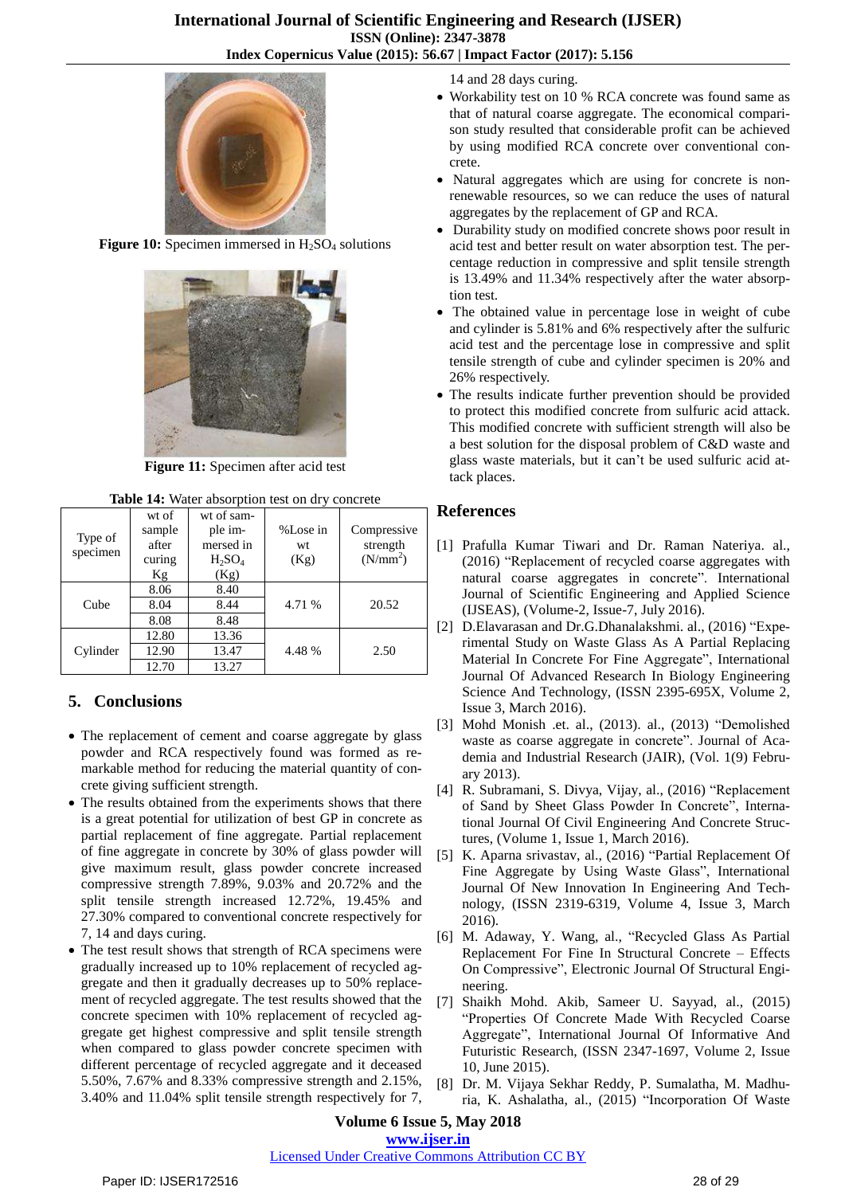Figure 10: Specimen immersed in $H_2SO_4$ solutions

Figure 11: Specimen after acid test

**Table 14:** Water absorption test on dry concrete

| Type of specimen | wt of sample after curing Kg | wt of sample immersed in $H_2SO_4$ (Kg) | %Lose in wt (Kg) | Compressive strength ($N/mm^2$) |
|---|---|---|---|---|
| Cube | 8.06 | 8.40 | 4.71 % | 20.52 |
| | 8.04 | 8.44 | | |
| | 8.08 | 8.48 | | |
| Cylinder | 12.80 | 13.36 | 4.48 % | 2.50 |
| | 12.90 | 13.47 | | |
| | 12.70 | 13.27 | | |

## 5. Conclusions

- The replacement of cement and coarse aggregate by glass powder and RCA respectively found was formed as remarkable method for reducing the material quantity of concrete giving sufficient strength.
- The results obtained from the experiments shows that there is a great potential for utilization of best GP in concrete as partial replacement of fine aggregate. Partial replacement of fine aggregate in concrete by 30% of glass powder will give maximum result, glass powder concrete increased compressive strength 7.89%, 9.03% and 20.72% and the split tensile strength increased 12.72%, 19.45% and 27.30% compared to conventional concrete respectively for 7, 14 and days curing.
- The test result shows that strength of RCA specimens were gradually increased up to 10% replacement of recycled aggregate and then it gradually decreases up to 50% replacement of recycled aggregate. The test results showed that the concrete specimen with 10% replacement of recycled aggregate get highest compressive and split tensile strength when compared to glass powder concrete specimen with different percentage of recycled aggregate and it deceased 5.50%, 7.67% and 8.33% compressive strength and 2.15%, 3.40% and 11.04% split tensile strength respectively for 7, 14 and 28 days curing.
- Workability test on 10 % RCA concrete was found same as that of natural coarse aggregate. The economical comparison study resulted that considerable profit can be achieved by using modified RCA concrete over conventional concrete.
- Natural aggregates which are using for concrete is non-renewable resources, so we can reduce the uses of natural aggregates by the replacement of GP and RCA.
- Durability study on modified concrete shows poor result in acid test and better result on water absorption test. The percentage reduction in compressive and split tensile strength is 13.49% and 11.34% respectively after the water absorption test.
- The obtained value in percentage lose in weight of cube and cylinder is 5.81% and 6% respectively after the sulfuric acid test and the percentage lose in compressive and split tensile strength of cube and cylinder specimen is 20% and 26% respectively.
- The results indicate further prevention should be provided to protect this modified concrete from sulfuric acid attack. This modified concrete with sufficient strength will also be a best solution for the disposal problem of C&D waste and glass waste materials, but it can't be used sulfuric acid attack places.

## References

[1] Prafulla Kumar Tiwari and Dr. Raman Nateriya. al., (2016) "Replacement of recycled coarse aggregates with natural coarse aggregates in concrete". International Journal of Scientific Engineering and Applied Science (IJSEAS), (Volume-2, Issue-7, July 2016).

[2] D.Elavarasan and Dr.G.Dhanalakshmi. al., (2016) "Experimental Study on Waste Glass As A Partial Replacing Material In Concrete For Fine Aggregate", International Journal Of Advanced Research In Biology Engineering Science And Technology, (ISSN 2395-695X, Volume 2, Issue 3, March 2016).

[3] Mohd Monish .et. al., (2013). al., (2013) "Demolished waste as coarse aggregate in concrete". Journal of Academia and Industrial Research (JAIR), (Vol. 1(9) February 2013).

[4] R. Subramani, S. Divya, Vijay, al., (2016) "Replacement of Sand by Sheet Glass Powder In Concrete", International Journal Of Civil Engineering And Concrete Structures, (Volume 1, Issue 1, March 2016).

[5] K. Aparna srivastav, al., (2016) "Partial Replacement Of Fine Aggregate by Using Waste Glass", International Journal Of New Innovation In Engineering And Technology, (ISSN 2319-6319, Volume 4, Issue 3, March 2016).

[6] M. Adaway, Y. Wang, al., "Recycled Glass As Partial Replacement For Fine In Structural Concrete – Effects On Compressive", Electronic Journal Of Structural Engineering.

[7] Shaikh Mohd. Akib, Sameer U. Sayyad, al., (2015) "Properties Of Concrete Made With Recycled Coarse Aggregate", International Journal Of Informative And Futuristic Research, (ISSN 2347-1697, Volume 2, Issue 10, June 2015).

[8] Dr. M. Vijaya Sekhar Reddy, P. Sumalatha, M. Madhuria, K. Ashalatha, al., (2015) "Incorporation Of Waste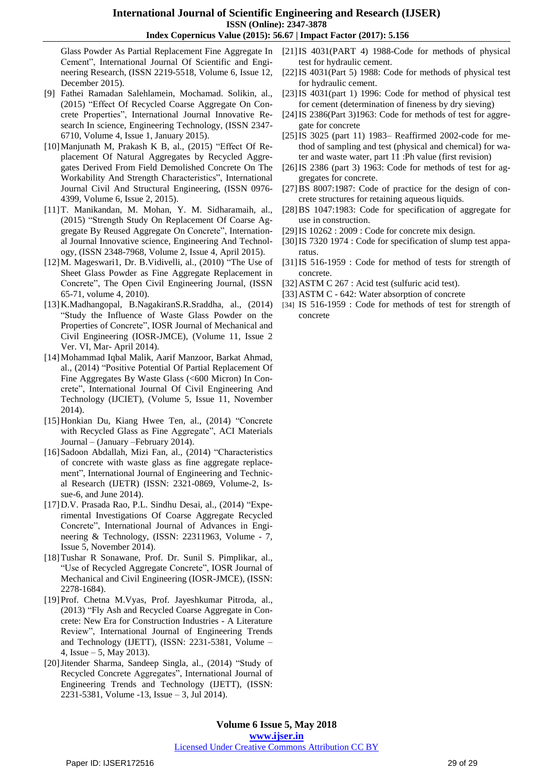Glass Powder As Partial Replacement Fine Aggregate In Cement", International Journal Of Scientific and Engineering Research, (ISSN 2219-5518, Volume 6, Issue 12, December 2015).

[9] Fathei Ramadan Salehlamein, Mochamad. Solikin, al., (2015) "Effect Of Recycled Coarse Aggregate On Concrete Properties", International Journal Innovative Research In science, Engineering Technology, (ISSN 2347-6710, Volume 4, Issue 1, January 2015).

[10] Manjunath M, Prakash K B, al., (2015) "Effect Of Replacement Of Natural Aggregates by Recycled Aggregates Derived From Field Demolished Concrete On The Workability And Strength Characteristics", International Journal Civil And Structural Engineering, (ISSN 0976-4399, Volume 6, Issue 2, 2015).

[11] T. Manikandan, M. Mohan, Y. M. Sidharamaih, al., (2015) "Strength Study On Replacement Of Coarse Aggregate By Reused Aggregate On Concrete", International Journal Innovative science, Engineering And Technology, (ISSN 2348-7968, Volume 2, Issue 4, April 2015).

[12] M. Mageswari1, Dr. B.Vidivelli, al., (2010) "The Use of Sheet Glass Powder as Fine Aggregate Replacement in Concrete", The Open Civil Engineering Journal, (ISSN 65-71, volume 4, 2010).

[13] K.Madhangopal, B.NagakiranS.R.Sraddha, al., (2014) "Study the Influence of Waste Glass Powder on the Properties of Concrete", IOSR Journal of Mechanical and Civil Engineering (IOSR-JMCE), (Volume 11, Issue 2 Ver. VI, Mar- April 2014).

[14] Mohammad Iqbal Malik, Aarif Manzoor, Barkat Ahmad, al., (2014) "Positive Potential Of Partial Replacement Of Fine Aggregates By Waste Glass (<600 Micron) In Concrete", International Journal Of Civil Engineering And Technology (IJCIET), (Volume 5, Issue 11, November 2014).

[15] Honkian Du, Kiang Hwee Ten, al., (2014) "Concrete with Recycled Glass as Fine Aggregate", ACI Materials Journal – (January –February 2014).

[16] Sadoon Abdallah, Mizi Fan, al., (2014) "Characteristics of concrete with waste glass as fine aggregate replacement", International Journal of Engineering and Technical Research (IJETR) (ISSN: 2321-0869, Volume-2, Issue-6, and June 2014).

[17] D.V. Prasada Rao, P.L. Sindhu Desai, al., (2014) "Experimental Investigations Of Coarse Aggregate Recycled Concrete", International Journal of Advances in Engineering & Technology, (ISSN: 22311963, Volume - 7, Issue 5, November 2014).

[18] Tushar R Sonawane, Prof. Dr. Sunil S. Pimplikar, al., "Use of Recycled Aggregate Concrete", IOSR Journal of Mechanical and Civil Engineering (IOSR-JMCE), (ISSN: 2278-1684).

[19] Prof. Chetna M.Vyas, Prof. Jayeshkumar Pitroda, al., (2013) "Fly Ash and Recycled Coarse Aggregate in Concrete: New Era for Construction Industries - A Literature Review", International Journal of Engineering Trends and Technology (IJETT), (ISSN: 2231-5381, Volume – 4, Issue – 5, May 2013).

[20] Jitender Sharma, Sandeep Singla, al., (2014) "Study of Recycled Concrete Aggregates", International Journal of Engineering Trends and Technology (IJETT), (ISSN: 2231-5381, Volume -13, Issue – 3, Jul 2014).

[21] IS 4031(PART 4) 1988-Code for methods of physical test for hydraulic cement.

[22] IS 4031(Part 5) 1988: Code for methods of physical test for hydraulic cement.

[23] IS 4031(part 1) 1996: Code for method of physical test for cement (determination of fineness by dry sieving)

[24] IS 2386(Part 3)1963: Code for methods of test for aggregate for concrete

[25] IS 3025 (part 11) 1983– Reaffirmed 2002-code for method of sampling and test (physical and chemical) for water and waste water, part 11 :Ph value (first revision)

[26] IS 2386 (part 3) 1963: Code for methods of test for aggregates for concrete.

[27] BS 8007:1987: Code of practice for the design of concrete structures for retaining aqueous liquids.

[28] BS 1047:1983: Code for specification of aggregate for use in construction.

[29] IS 10262 : 2009 : Code for concrete mix design.

[30] IS 7320 1974 : Code for specification of slump test apparatus.

[31] IS 516-1959 : Code for method of tests for strength of concrete.

[32] ASTM C 267 : Acid test (sulfuric acid test).

[33] ASTM C - 642: Water absorption of concrete

[34] IS 516-1959 : Code for methods of test for strength of concrete